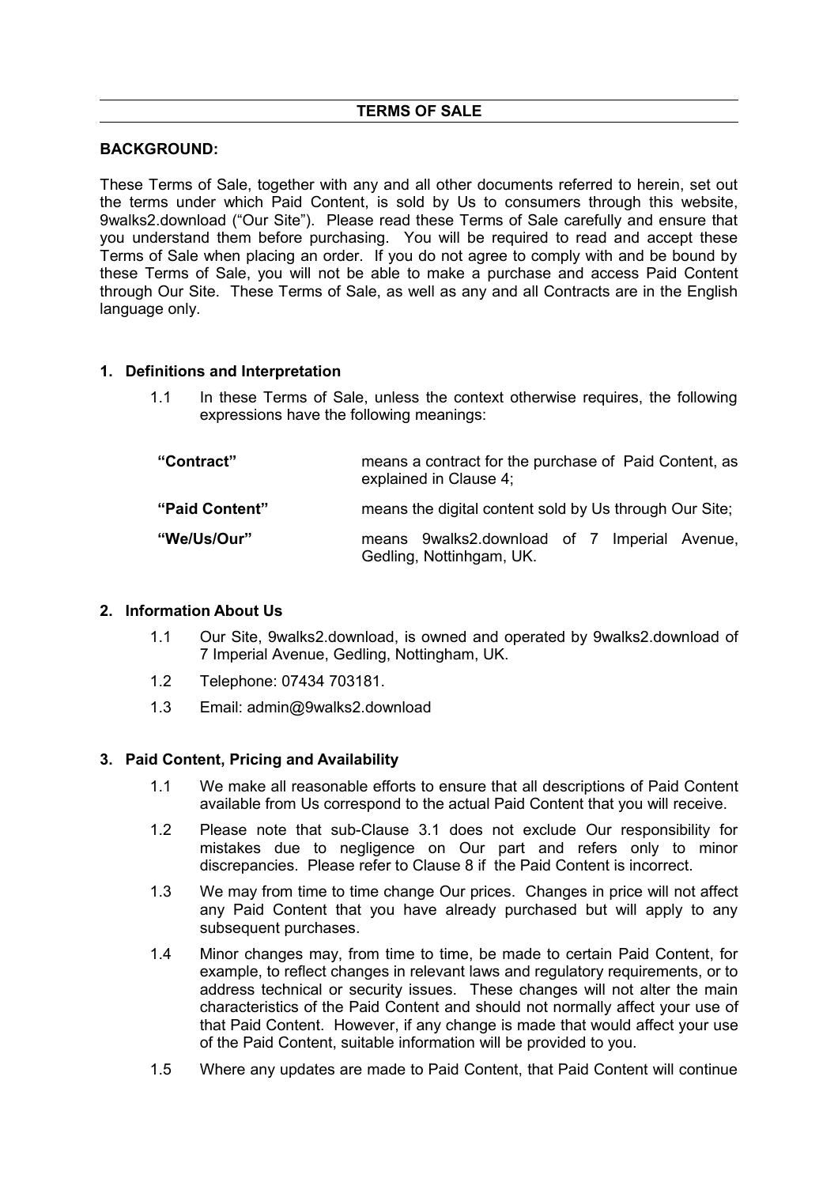## TERMS OF SALE

**BACKGROUND:**

These Terms of Sale, together with any and all other documents referred to herein, set out the terms under which Paid Content, is sold by Us to consumers through this website, 9walks2.download ("Our Site"). Please read these Terms of Sale carefully and ensure that you understand them before purchasing. You will be required to read and accept these Terms of Sale when placing an order. If you do not agree to comply with and be bound by these Terms of Sale, you will not be able to make a purchase and access Paid Content through Our Site. These Terms of Sale, as well as any and all Contracts are in the English language only.

### 1. Definitions and Interpretation

1.1 In these Terms of Sale, unless the context otherwise requires, the following expressions have the following meanings:

| | |
|---|---|
| **"Contract"** | means a contract for the purchase of Paid Content, as explained in Clause 4; |
| **"Paid Content"** | means the digital content sold by Us through Our Site; |
| **"We/Us/Our"** | means 9walks2.download of 7 Imperial Avenue, Gedling, Nottinhgam, UK. |

### 2. Information About Us

1.1 Our Site, 9walks2.download, is owned and operated by 9walks2.download of 7 Imperial Avenue, Gedling, Nottingham, UK.

1.2 Telephone: 07434 703181.

1.3 Email: admin@9walks2.download

### 3. Paid Content, Pricing and Availability

1.1 We make all reasonable efforts to ensure that all descriptions of Paid Content available from Us correspond to the actual Paid Content that you will receive.

1.2 Please note that sub-Clause 3.1 does not exclude Our responsibility for mistakes due to negligence on Our part and refers only to minor discrepancies. Please refer to Clause 8 if the Paid Content is incorrect.

1.3 We may from time to time change Our prices. Changes in price will not affect any Paid Content that you have already purchased but will apply to any subsequent purchases.

1.4 Minor changes may, from time to time, be made to certain Paid Content, for example, to reflect changes in relevant laws and regulatory requirements, or to address technical or security issues. These changes will not alter the main characteristics of the Paid Content and should not normally affect your use of that Paid Content. However, if any change is made that would affect your use of the Paid Content, suitable information will be provided to you.

1.5 Where any updates are made to Paid Content, that Paid Content will continue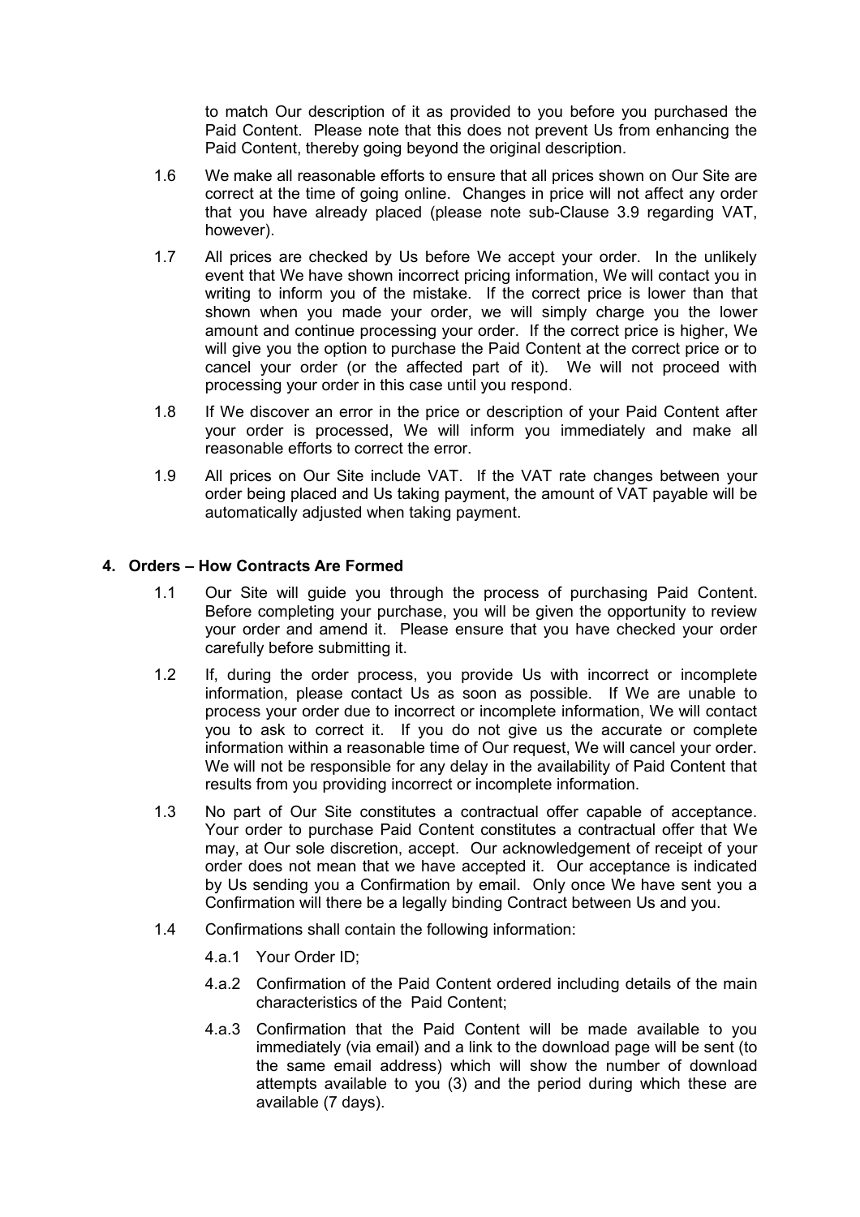to match Our description of it as provided to you before you purchased the Paid Content. Please note that this does not prevent Us from enhancing the Paid Content, thereby going beyond the original description.

1.6 We make all reasonable efforts to ensure that all prices shown on Our Site are correct at the time of going online. Changes in price will not affect any order that you have already placed (please note sub-Clause 3.9 regarding VAT, however).

1.7 All prices are checked by Us before We accept your order. In the unlikely event that We have shown incorrect pricing information, We will contact you in writing to inform you of the mistake. If the correct price is lower than that shown when you made your order, we will simply charge you the lower amount and continue processing your order. If the correct price is higher, We will give you the option to purchase the Paid Content at the correct price or to cancel your order (or the affected part of it). We will not proceed with processing your order in this case until you respond.

1.8 If We discover an error in the price or description of your Paid Content after your order is processed, We will inform you immediately and make all reasonable efforts to correct the error.

1.9 All prices on Our Site include VAT. If the VAT rate changes between your order being placed and Us taking payment, the amount of VAT payable will be automatically adjusted when taking payment.

## 4. Orders – How Contracts Are Formed

1.1 Our Site will guide you through the process of purchasing Paid Content. Before completing your purchase, you will be given the opportunity to review your order and amend it. Please ensure that you have checked your order carefully before submitting it.

1.2 If, during the order process, you provide Us with incorrect or incomplete information, please contact Us as soon as possible. If We are unable to process your order due to incorrect or incomplete information, We will contact you to ask to correct it. If you do not give us the accurate or complete information within a reasonable time of Our request, We will cancel your order. We will not be responsible for any delay in the availability of Paid Content that results from you providing incorrect or incomplete information.

1.3 No part of Our Site constitutes a contractual offer capable of acceptance. Your order to purchase Paid Content constitutes a contractual offer that We may, at Our sole discretion, accept. Our acknowledgement of receipt of your order does not mean that we have accepted it. Our acceptance is indicated by Us sending you a Confirmation by email. Only once We have sent you a Confirmation will there be a legally binding Contract between Us and you.

1.4 Confirmations shall contain the following information:

4.a.1 Your Order ID;

4.a.2 Confirmation of the Paid Content ordered including details of the main characteristics of the Paid Content;

4.a.3 Confirmation that the Paid Content will be made available to you immediately (via email) and a link to the download page will be sent (to the same email address) which will show the number of download attempts available to you (3) and the period during which these are available (7 days).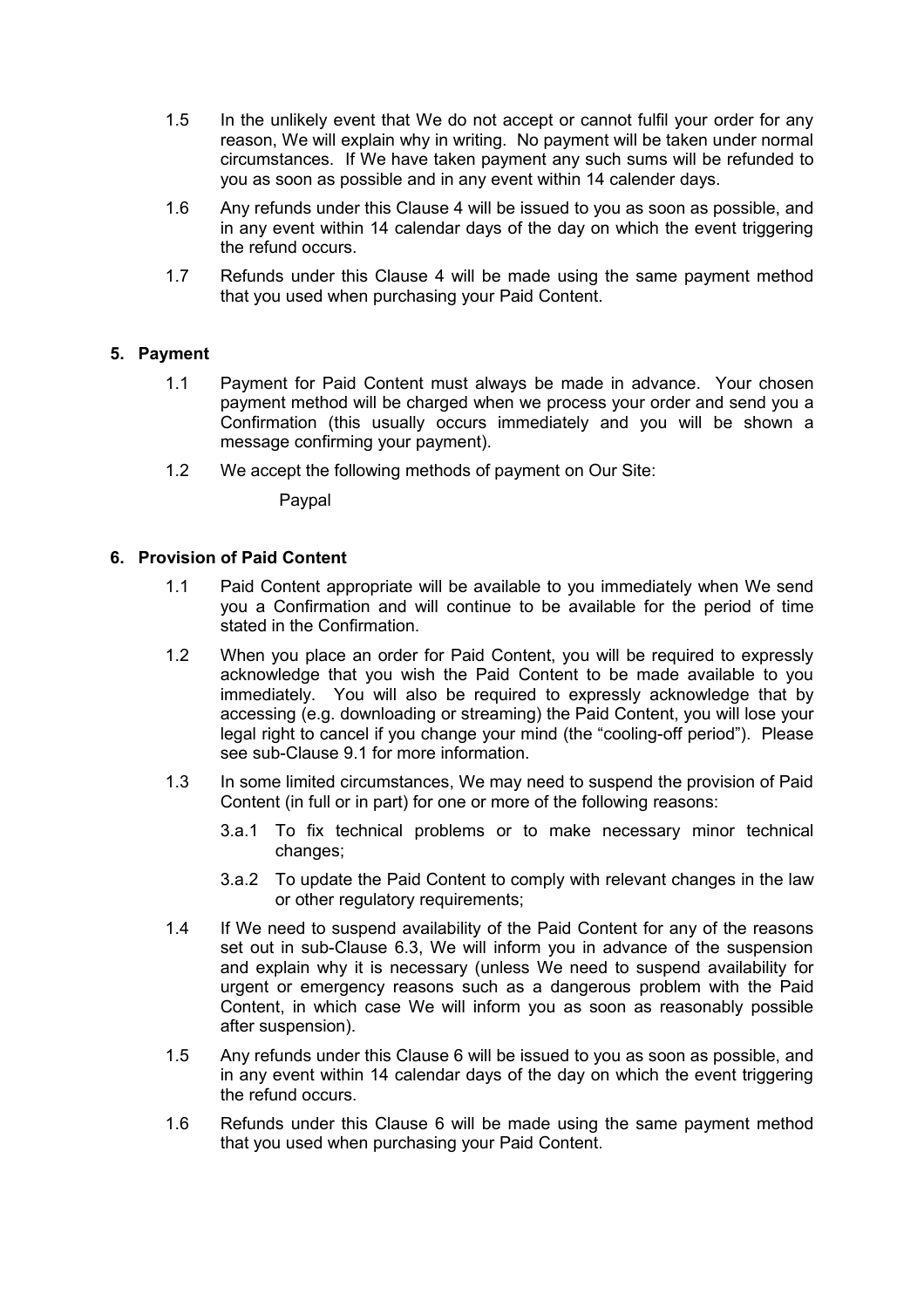1.5 In the unlikely event that We do not accept or cannot fulfil your order for any reason, We will explain why in writing. No payment will be taken under normal circumstances. If We have taken payment any such sums will be refunded to you as soon as possible and in any event within 14 calender days.

1.6 Any refunds under this Clause 4 will be issued to you as soon as possible, and in any event within 14 calendar days of the day on which the event triggering the refund occurs.

1.7 Refunds under this Clause 4 will be made using the same payment method that you used when purchasing your Paid Content.

## 5. Payment

1.1 Payment for Paid Content must always be made in advance. Your chosen payment method will be charged when we process your order and send you a Confirmation (this usually occurs immediately and you will be shown a message confirming your payment).

1.2 We accept the following methods of payment on Our Site:

Paypal

## 6. Provision of Paid Content

1.1 Paid Content appropriate will be available to you immediately when We send you a Confirmation and will continue to be available for the period of time stated in the Confirmation.

1.2 When you place an order for Paid Content, you will be required to expressly acknowledge that you wish the Paid Content to be made available to you immediately. You will also be required to expressly acknowledge that by accessing (e.g. downloading or streaming) the Paid Content, you will lose your legal right to cancel if you change your mind (the "cooling-off period"). Please see sub-Clause 9.1 for more information.

1.3 In some limited circumstances, We may need to suspend the provision of Paid Content (in full or in part) for one or more of the following reasons:

3.a.1 To fix technical problems or to make necessary minor technical changes;

3.a.2 To update the Paid Content to comply with relevant changes in the law or other regulatory requirements;

1.4 If We need to suspend availability of the Paid Content for any of the reasons set out in sub-Clause 6.3, We will inform you in advance of the suspension and explain why it is necessary (unless We need to suspend availability for urgent or emergency reasons such as a dangerous problem with the Paid Content, in which case We will inform you as soon as reasonably possible after suspension).

1.5 Any refunds under this Clause 6 will be issued to you as soon as possible, and in any event within 14 calendar days of the day on which the event triggering the refund occurs.

1.6 Refunds under this Clause 6 will be made using the same payment method that you used when purchasing your Paid Content.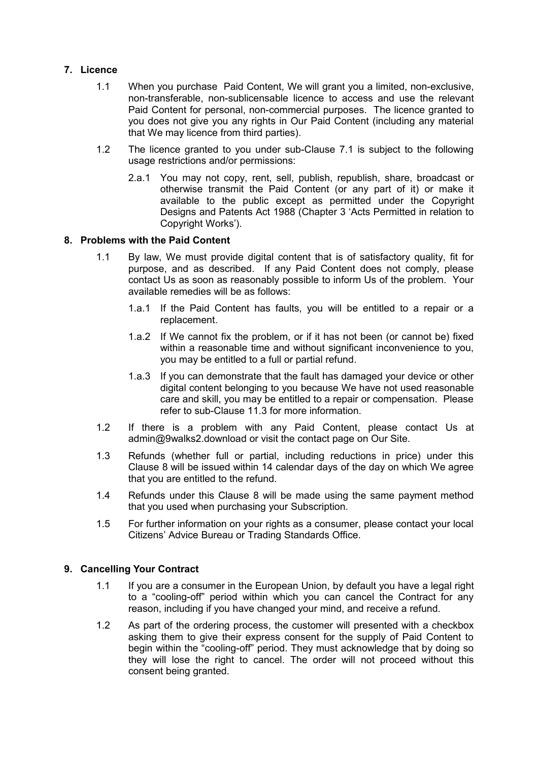## 7. Licence

1.1 When you purchase Paid Content, We will grant you a limited, non-exclusive, non-transferable, non-sublicensable licence to access and use the relevant Paid Content for personal, non-commercial purposes. The licence granted to you does not give you any rights in Our Paid Content (including any material that We may licence from third parties).

1.2 The licence granted to you under sub-Clause 7.1 is subject to the following usage restrictions and/or permissions:

2.a.1 You may not copy, rent, sell, publish, republish, share, broadcast or otherwise transmit the Paid Content (or any part of it) or make it available to the public except as permitted under the Copyright Designs and Patents Act 1988 (Chapter 3 'Acts Permitted in relation to Copyright Works').

## 8. Problems with the Paid Content

1.1 By law, We must provide digital content that is of satisfactory quality, fit for purpose, and as described. If any Paid Content does not comply, please contact Us as soon as reasonably possible to inform Us of the problem. Your available remedies will be as follows:

1.a.1 If the Paid Content has faults, you will be entitled to a repair or a replacement.

1.a.2 If We cannot fix the problem, or if it has not been (or cannot be) fixed within a reasonable time and without significant inconvenience to you, you may be entitled to a full or partial refund.

1.a.3 If you can demonstrate that the fault has damaged your device or other digital content belonging to you because We have not used reasonable care and skill, you may be entitled to a repair or compensation. Please refer to sub-Clause 11.3 for more information.

1.2 If there is a problem with any Paid Content, please contact Us at admin@9walks2.download or visit the contact page on Our Site.

1.3 Refunds (whether full or partial, including reductions in price) under this Clause 8 will be issued within 14 calendar days of the day on which We agree that you are entitled to the refund.

1.4 Refunds under this Clause 8 will be made using the same payment method that you used when purchasing your Subscription.

1.5 For further information on your rights as a consumer, please contact your local Citizens' Advice Bureau or Trading Standards Office.

## 9. Cancelling Your Contract

1.1 If you are a consumer in the European Union, by default you have a legal right to a "cooling-off" period within which you can cancel the Contract for any reason, including if you have changed your mind, and receive a refund.

1.2 As part of the ordering process, the customer will presented with a checkbox asking them to give their express consent for the supply of Paid Content to begin within the "cooling-off" period. They must acknowledge that by doing so they will lose the right to cancel. The order will not proceed without this consent being granted.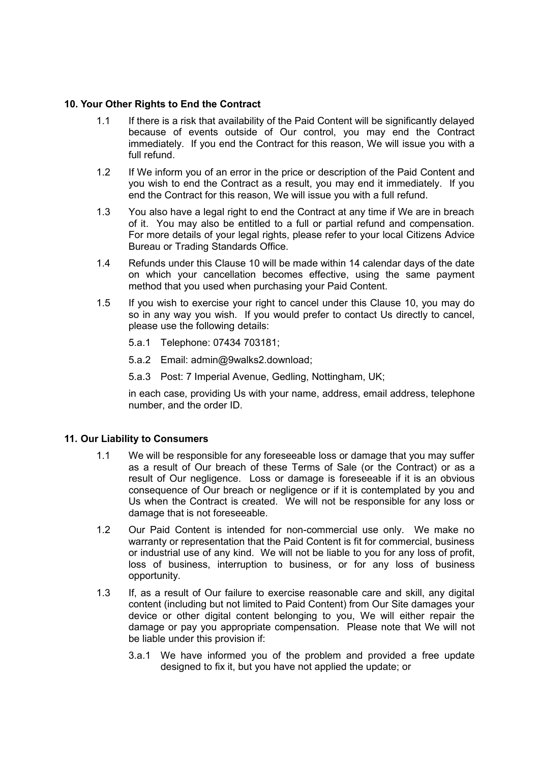### 10. Your Other Rights to End the Contract

1.1 If there is a risk that availability of the Paid Content will be significantly delayed because of events outside of Our control, you may end the Contract immediately. If you end the Contract for this reason, We will issue you with a full refund.

1.2 If We inform you of an error in the price or description of the Paid Content and you wish to end the Contract as a result, you may end it immediately. If you end the Contract for this reason, We will issue you with a full refund.

1.3 You also have a legal right to end the Contract at any time if We are in breach of it. You may also be entitled to a full or partial refund and compensation. For more details of your legal rights, please refer to your local Citizens Advice Bureau or Trading Standards Office.

1.4 Refunds under this Clause 10 will be made within 14 calendar days of the date on which your cancellation becomes effective, using the same payment method that you used when purchasing your Paid Content.

1.5 If you wish to exercise your right to cancel under this Clause 10, you may do so in any way you wish. If you would prefer to contact Us directly to cancel, please use the following details:

- 5.a.1 Telephone: 07434 703181;
- 5.a.2 Email: admin@9walks2.download;
- 5.a.3 Post: 7 Imperial Avenue, Gedling, Nottingham, UK;

in each case, providing Us with your name, address, email address, telephone number, and the order ID.

### 11. Our Liability to Consumers

1.1 We will be responsible for any foreseeable loss or damage that you may suffer as a result of Our breach of these Terms of Sale (or the Contract) or as a result of Our negligence. Loss or damage is foreseeable if it is an obvious consequence of Our breach or negligence or if it is contemplated by you and Us when the Contract is created. We will not be responsible for any loss or damage that is not foreseeable.

1.2 Our Paid Content is intended for non-commercial use only. We make no warranty or representation that the Paid Content is fit for commercial, business or industrial use of any kind. We will not be liable to you for any loss of profit, loss of business, interruption to business, or for any loss of business opportunity.

1.3 If, as a result of Our failure to exercise reasonable care and skill, any digital content (including but not limited to Paid Content) from Our Site damages your device or other digital content belonging to you, We will either repair the damage or pay you appropriate compensation. Please note that We will not be liable under this provision if:

- 3.a.1 We have informed you of the problem and provided a free update designed to fix it, but you have not applied the update; or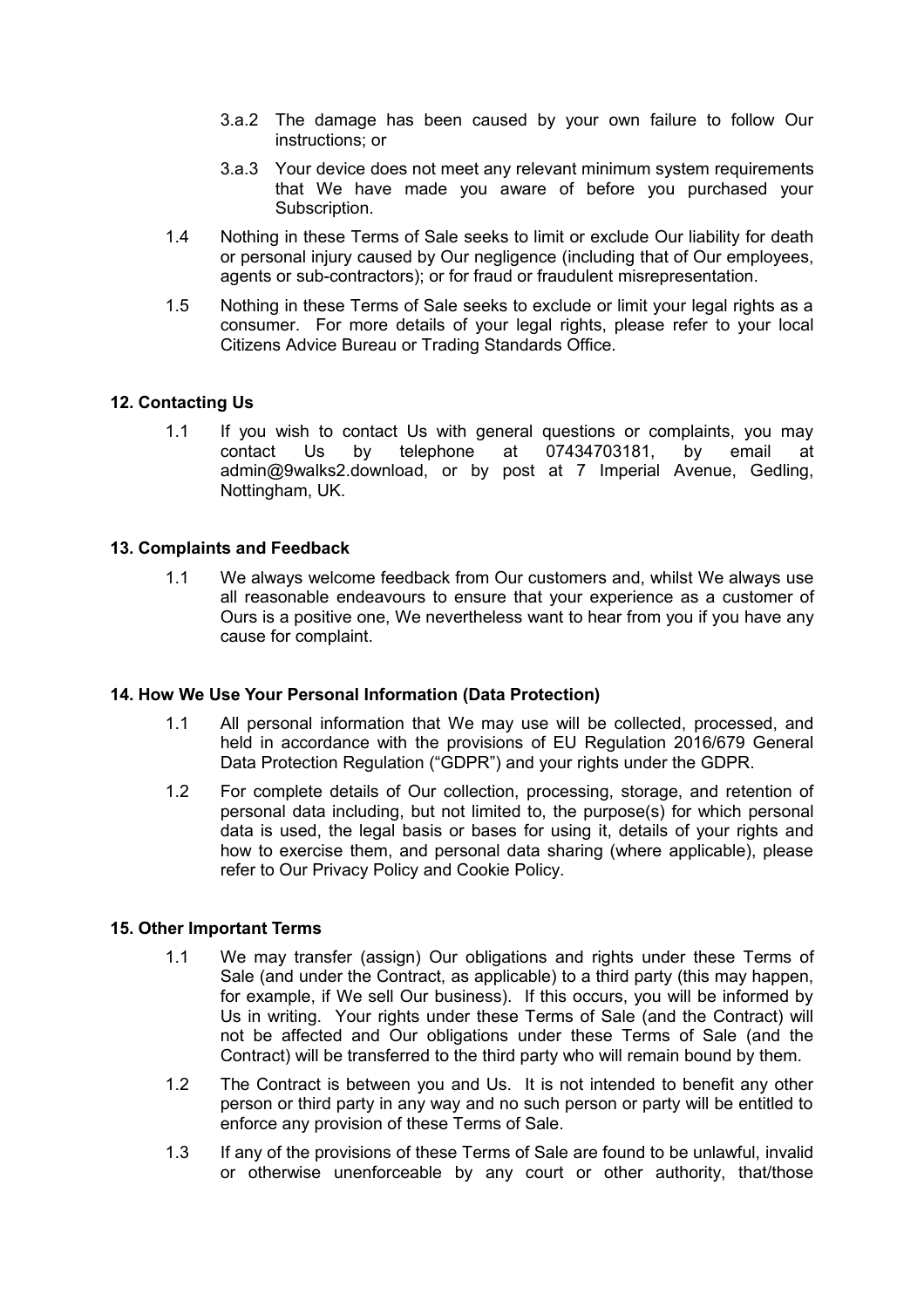3.a.2 The damage has been caused by your own failure to follow Our instructions; or

3.a.3 Your device does not meet any relevant minimum system requirements that We have made you aware of before you purchased your Subscription.

1.4 Nothing in these Terms of Sale seeks to limit or exclude Our liability for death or personal injury caused by Our negligence (including that of Our employees, agents or sub-contractors); or for fraud or fraudulent misrepresentation.

1.5 Nothing in these Terms of Sale seeks to exclude or limit your legal rights as a consumer. For more details of your legal rights, please refer to your local Citizens Advice Bureau or Trading Standards Office.

**12. Contacting Us**

1.1 If you wish to contact Us with general questions or complaints, you may contact Us by telephone at 07434703181, by email at admin@9walks2.download, or by post at 7 Imperial Avenue, Gedling, Nottingham, UK.

**13. Complaints and Feedback**

1.1 We always welcome feedback from Our customers and, whilst We always use all reasonable endeavours to ensure that your experience as a customer of Ours is a positive one, We nevertheless want to hear from you if you have any cause for complaint.

**14. How We Use Your Personal Information (Data Protection)**

1.1 All personal information that We may use will be collected, processed, and held in accordance with the provisions of EU Regulation 2016/679 General Data Protection Regulation ("GDPR") and your rights under the GDPR.

1.2 For complete details of Our collection, processing, storage, and retention of personal data including, but not limited to, the purpose(s) for which personal data is used, the legal basis or bases for using it, details of your rights and how to exercise them, and personal data sharing (where applicable), please refer to Our Privacy Policy and Cookie Policy.

**15. Other Important Terms**

1.1 We may transfer (assign) Our obligations and rights under these Terms of Sale (and under the Contract, as applicable) to a third party (this may happen, for example, if We sell Our business). If this occurs, you will be informed by Us in writing. Your rights under these Terms of Sale (and the Contract) will not be affected and Our obligations under these Terms of Sale (and the Contract) will be transferred to the third party who will remain bound by them.

1.2 The Contract is between you and Us. It is not intended to benefit any other person or third party in any way and no such person or party will be entitled to enforce any provision of these Terms of Sale.

1.3 If any of the provisions of these Terms of Sale are found to be unlawful, invalid or otherwise unenforceable by any court or other authority, that/those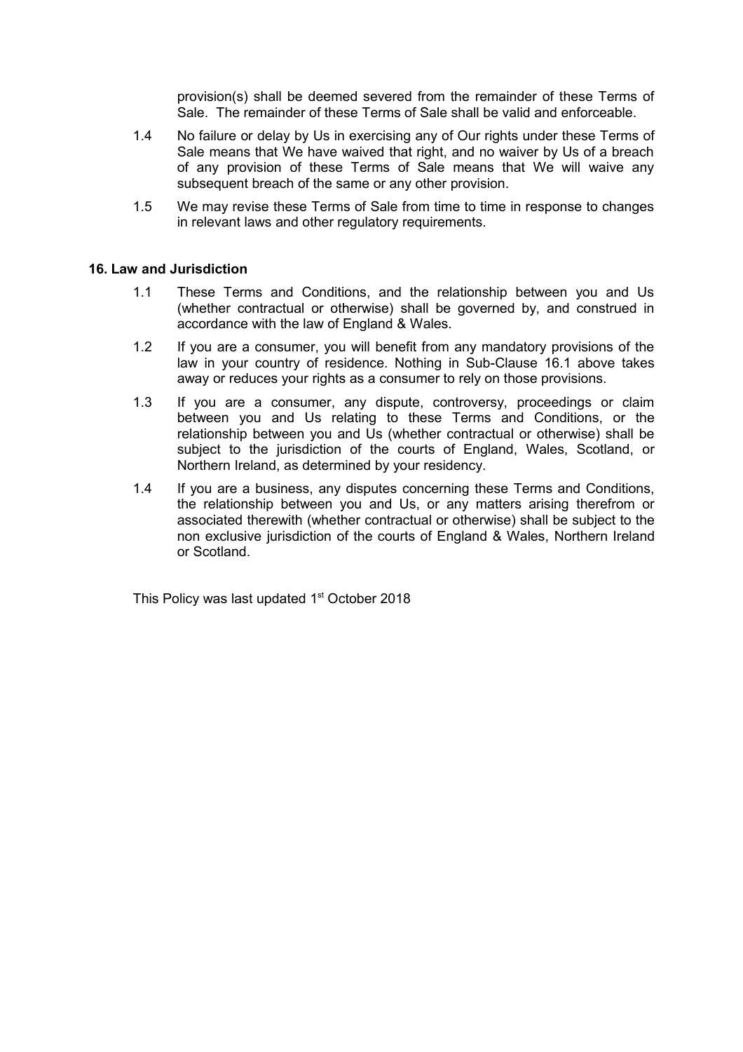provision(s) shall be deemed severed from the remainder of these Terms of Sale. The remainder of these Terms of Sale shall be valid and enforceable.

1.4 No failure or delay by Us in exercising any of Our rights under these Terms of Sale means that We have waived that right, and no waiver by Us of a breach of any provision of these Terms of Sale means that We will waive any subsequent breach of the same or any other provision.

1.5 We may revise these Terms of Sale from time to time in response to changes in relevant laws and other regulatory requirements.

**16. Law and Jurisdiction**

1.1 These Terms and Conditions, and the relationship between you and Us (whether contractual or otherwise) shall be governed by, and construed in accordance with the law of England & Wales.

1.2 If you are a consumer, you will benefit from any mandatory provisions of the law in your country of residence. Nothing in Sub-Clause 16.1 above takes away or reduces your rights as a consumer to rely on those provisions.

1.3 If you are a consumer, any dispute, controversy, proceedings or claim between you and Us relating to these Terms and Conditions, or the relationship between you and Us (whether contractual or otherwise) shall be subject to the jurisdiction of the courts of England, Wales, Scotland, or Northern Ireland, as determined by your residency.

1.4 If you are a business, any disputes concerning these Terms and Conditions, the relationship between you and Us, or any matters arising therefrom or associated therewith (whether contractual or otherwise) shall be subject to the non exclusive jurisdiction of the courts of England & Wales, Northern Ireland or Scotland.

This Policy was last updated 1st October 2018